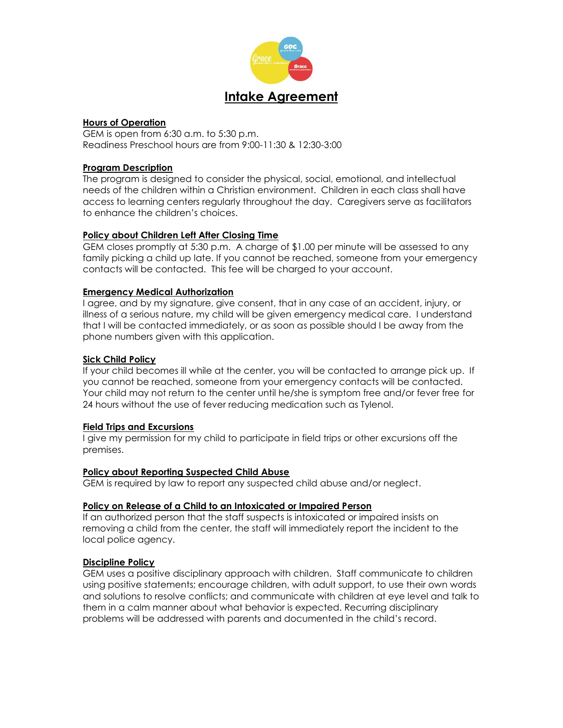# Intake Agreement

## Hours of Operation

GEM is open from 6:30 a.m. to 5:30 p.m.
Readiness Preschool hours are from 9:00-11:30 & 12:30-3:00

## Program Description

The program is designed to consider the physical, social, emotional, and intellectual needs of the children within a Christian environment. Children in each class shall have access to learning centers regularly throughout the day. Caregivers serve as facilitators to enhance the children's choices.

## Policy about Children Left After Closing Time

GEM closes promptly at 5:30 p.m. A charge of $1.00 per minute will be assessed to any family picking a child up late. If you cannot be reached, someone from your emergency contacts will be contacted. This fee will be charged to your account.

## Emergency Medical Authorization

I agree, and by my signature, give consent, that in any case of an accident, injury, or illness of a serious nature, my child will be given emergency medical care. I understand that I will be contacted immediately, or as soon as possible should I be away from the phone numbers given with this application.

## Sick Child Policy

If your child becomes ill while at the center, you will be contacted to arrange pick up. If you cannot be reached, someone from your emergency contacts will be contacted. Your child may not return to the center until he/she is symptom free and/or fever free for 24 hours without the use of fever reducing medication such as Tylenol.

## Field Trips and Excursions

I give my permission for my child to participate in field trips or other excursions off the premises.

## Policy about Reporting Suspected Child Abuse

GEM is required by law to report any suspected child abuse and/or neglect.

## Policy on Release of a Child to an Intoxicated or Impaired Person

If an authorized person that the staff suspects is intoxicated or impaired insists on removing a child from the center, the staff will immediately report the incident to the local police agency.

## Discipline Policy

GEM uses a positive disciplinary approach with children. Staff communicate to children using positive statements; encourage children, with adult support, to use their own words and solutions to resolve conflicts; and communicate with children at eye level and talk to them in a calm manner about what behavior is expected. Recurring disciplinary problems will be addressed with parents and documented in the child's record.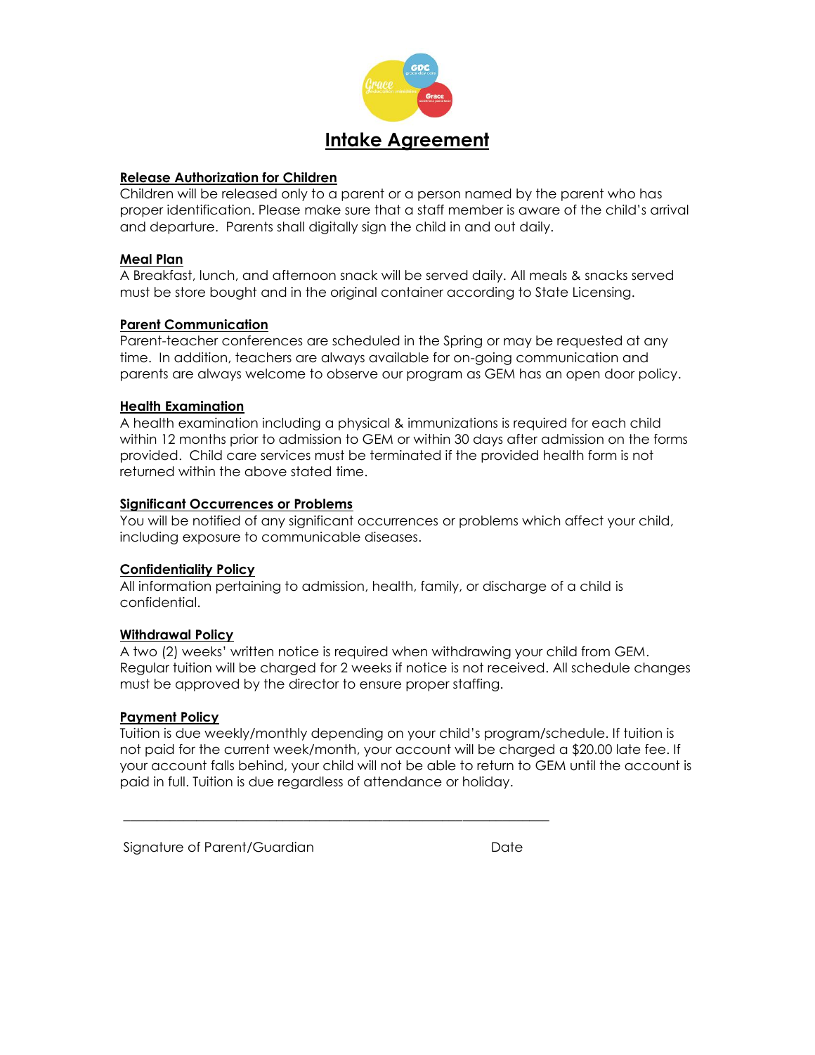# Intake Agreement

**Release Authorization for Children**

Children will be released only to a parent or a person named by the parent who has proper identification. Please make sure that a staff member is aware of the child's arrival and departure. Parents shall digitally sign the child in and out daily.

**Meal Plan**

A Breakfast, lunch, and afternoon snack will be served daily. All meals & snacks served must be store bought and in the original container according to State Licensing.

**Parent Communication**

Parent-teacher conferences are scheduled in the Spring or may be requested at any time. In addition, teachers are always available for on-going communication and parents are always welcome to observe our program as GEM has an open door policy.

**Health Examination**

A health examination including a physical & immunizations is required for each child within 12 months prior to admission to GEM or within 30 days after admission on the forms provided. Child care services must be terminated if the provided health form is not returned within the above stated time.

**Significant Occurrences or Problems**

You will be notified of any significant occurrences or problems which affect your child, including exposure to communicable diseases.

**Confidentiality Policy**

All information pertaining to admission, health, family, or discharge of a child is confidential.

**Withdrawal Policy**

A two (2) weeks' written notice is required when withdrawing your child from GEM. Regular tuition will be charged for 2 weeks if notice is not received. All schedule changes must be approved by the director to ensure proper staffing.

**Payment Policy**

Tuition is due weekly/monthly depending on your child's program/schedule. If tuition is not paid for the current week/month, your account will be charged a $20.00 late fee. If your account falls behind, your child will not be able to return to GEM until the account is paid in full. Tuition is due regardless of attendance or holiday.

______________________________________________________________

Signature of Parent/Guardian Date